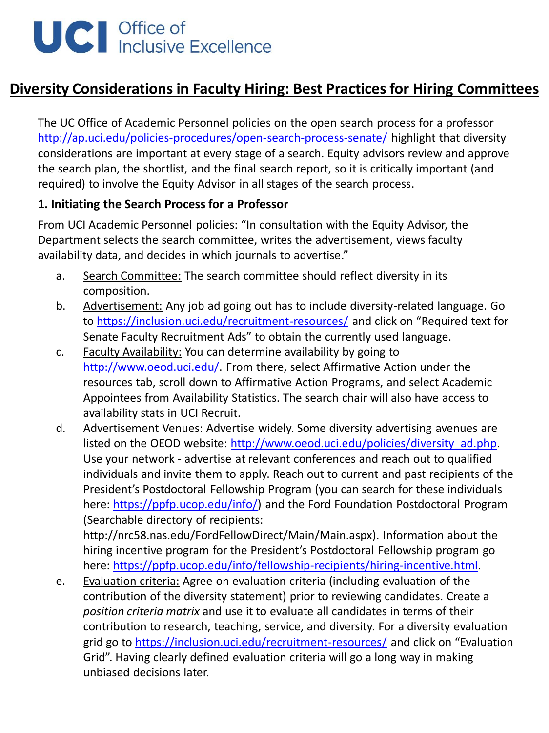UCI Office of Inclusive Excellence

# Diversity Considerations in Faculty Hiring: Best Practices for Hiring Committees

The UC Office of Academic Personnel policies on the open search process for a professor http://ap.uci.edu/policies-procedures/open-search-process-senate/ highlight that diversity considerations are important at every stage of a search. Equity advisors review and approve the search plan, the shortlist, and the final search report, so it is critically important (and required) to involve the Equity Advisor in all stages of the search process.

### 1. Initiating the Search Process for a Professor

From UCI Academic Personnel policies: "In consultation with the Equity Advisor, the Department selects the search committee, writes the advertisement, views faculty availability data, and decides in which journals to advertise."

a. Search Committee: The search committee should reflect diversity in its composition.

b. Advertisement: Any job ad going out has to include diversity-related language. Go to https://inclusion.uci.edu/recruitment-resources/ and click on "Required text for Senate Faculty Recruitment Ads" to obtain the currently used language.

c. Faculty Availability: You can determine availability by going to http://www.oeod.uci.edu/. From there, select Affirmative Action under the resources tab, scroll down to Affirmative Action Programs, and select Academic Appointees from Availability Statistics. The search chair will also have access to availability stats in UCI Recruit.

d. Advertisement Venues: Advertise widely. Some diversity advertising avenues are listed on the OEOD website: http://www.oeod.uci.edu/policies/diversity_ad.php. Use your network - advertise at relevant conferences and reach out to qualified individuals and invite them to apply. Reach out to current and past recipients of the President's Postdoctoral Fellowship Program (you can search for these individuals here: https://ppfp.ucop.edu/info/) and the Ford Foundation Postdoctoral Program (Searchable directory of recipients: http://nrc58.nas.edu/FordFellowDirect/Main/Main.aspx). Information about the hiring incentive program for the President's Postdoctoral Fellowship program go here: https://ppfp.ucop.edu/info/fellowship-recipients/hiring-incentive.html.

e. Evaluation criteria: Agree on evaluation criteria (including evaluation of the contribution of the diversity statement) prior to reviewing candidates. Create a *position criteria matrix* and use it to evaluate all candidates in terms of their contribution to research, teaching, service, and diversity. For a diversity evaluation grid go to https://inclusion.uci.edu/recruitment-resources/ and click on "Evaluation Grid". Having clearly defined evaluation criteria will go a long way in making unbiased decisions later.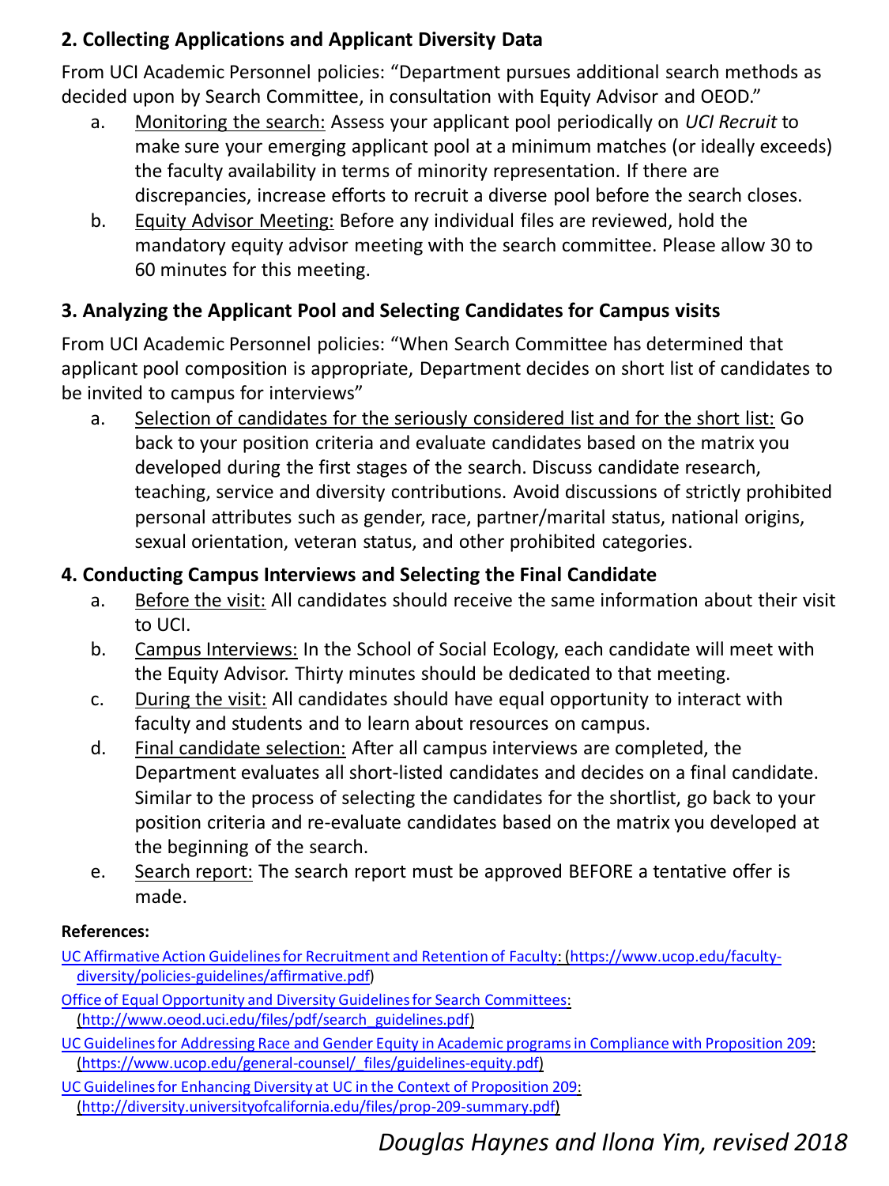### 2. Collecting Applications and Applicant Diversity Data

From UCI Academic Personnel policies: "Department pursues additional search methods as decided upon by Search Committee, in consultation with Equity Advisor and OEOD."

a. Monitoring the search: Assess your applicant pool periodically on *UCI Recruit* to make sure your emerging applicant pool at a minimum matches (or ideally exceeds) the faculty availability in terms of minority representation. If there are discrepancies, increase efforts to recruit a diverse pool before the search closes.

b. Equity Advisor Meeting: Before any individual files are reviewed, hold the mandatory equity advisor meeting with the search committee. Please allow 30 to 60 minutes for this meeting.

### 3. Analyzing the Applicant Pool and Selecting Candidates for Campus visits

From UCI Academic Personnel policies: "When Search Committee has determined that applicant pool composition is appropriate, Department decides on short list of candidates to be invited to campus for interviews"

a. Selection of candidates for the seriously considered list and for the short list: Go back to your position criteria and evaluate candidates based on the matrix you developed during the first stages of the search. Discuss candidate research, teaching, service and diversity contributions. Avoid discussions of strictly prohibited personal attributes such as gender, race, partner/marital status, national origins, sexual orientation, veteran status, and other prohibited categories.

### 4. Conducting Campus Interviews and Selecting the Final Candidate

a. Before the visit: All candidates should receive the same information about their visit to UCI.

b. Campus Interviews: In the School of Social Ecology, each candidate will meet with the Equity Advisor. Thirty minutes should be dedicated to that meeting.

c. During the visit: All candidates should have equal opportunity to interact with faculty and students and to learn about resources on campus.

d. Final candidate selection: After all campus interviews are completed, the Department evaluates all short-listed candidates and decides on a final candidate. Similar to the process of selecting the candidates for the shortlist, go back to your position criteria and re-evaluate candidates based on the matrix you developed at the beginning of the search.

e. Search report: The search report must be approved BEFORE a tentative offer is made.

**References:**

UC Affirmative Action Guidelines for Recruitment and Retention of Faculty: (https://www.ucop.edu/faculty-diversity/policies-guidelines/affirmative.pdf)

Office of Equal Opportunity and Diversity Guidelines for Search Committees: (http://www.oeod.uci.edu/files/pdf/search_guidelines.pdf)

UC Guidelines for Addressing Race and Gender Equity in Academic programs in Compliance with Proposition 209: (https://www.ucop.edu/general-counsel/_files/guidelines-equity.pdf)

UC Guidelines for Enhancing Diversity at UC in the Context of Proposition 209: (http://diversity.universityofcalifornia.edu/files/prop-209-summary.pdf)

*Douglas Haynes and Ilona Yim, revised 2018*